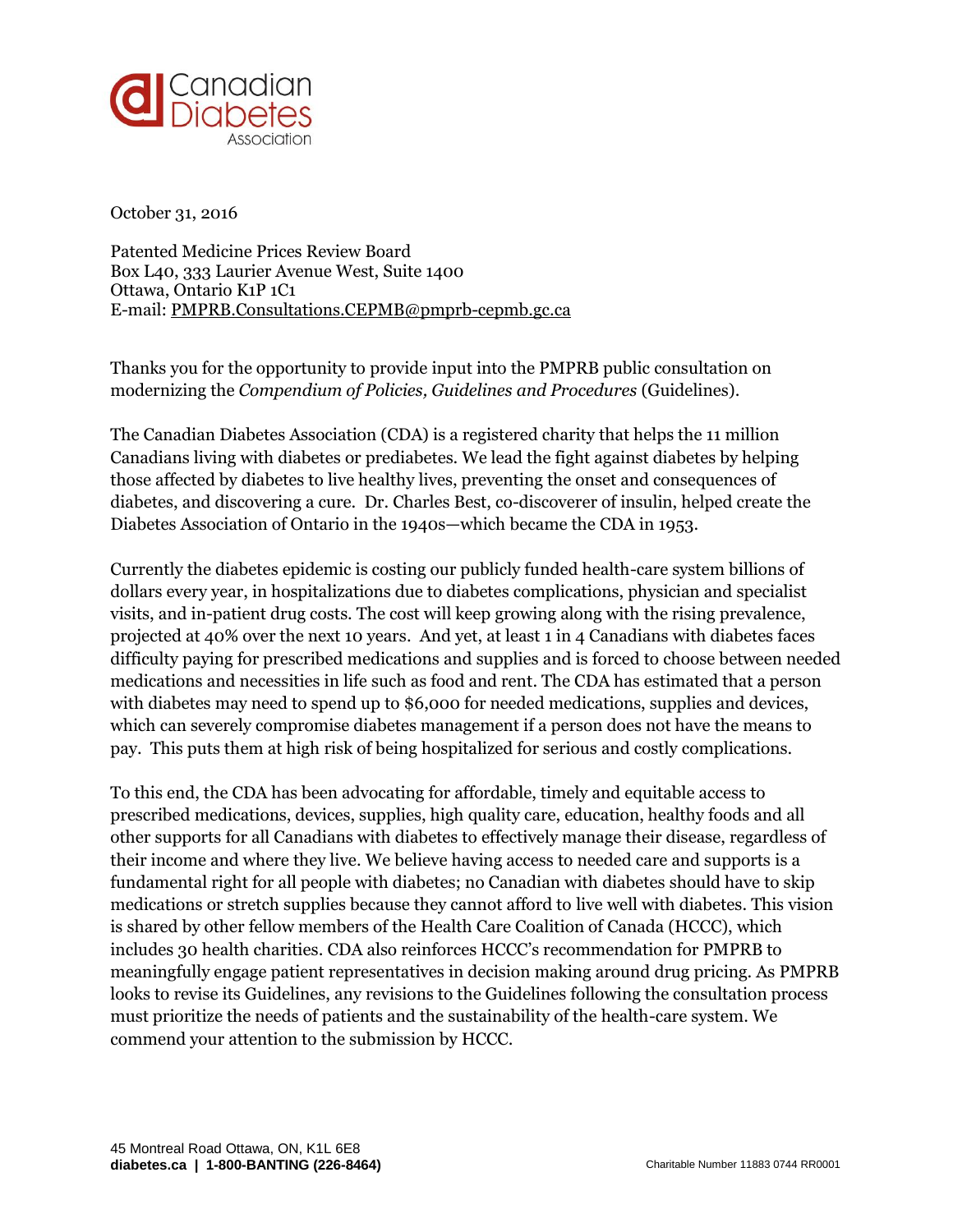Canadian Diabetes Association

October 31, 2016

Patented Medicine Prices Review Board
Box L40, 333 Laurier Avenue West, Suite 1400
Ottawa, Ontario K1P 1C1
E-mail: PMPRB.Consultations.CEPMB@pmprb-cepmb.gc.ca

Thanks you for the opportunity to provide input into the PMPRB public consultation on modernizing the *Compendium of Policies, Guidelines and Procedures* (Guidelines).

The Canadian Diabetes Association (CDA) is a registered charity that helps the 11 million Canadians living with diabetes or prediabetes. We lead the fight against diabetes by helping those affected by diabetes to live healthy lives, preventing the onset and consequences of diabetes, and discovering a cure. Dr. Charles Best, co-discoverer of insulin, helped create the Diabetes Association of Ontario in the 1940s—which became the CDA in 1953.

Currently the diabetes epidemic is costing our publicly funded health-care system billions of dollars every year, in hospitalizations due to diabetes complications, physician and specialist visits, and in-patient drug costs. The cost will keep growing along with the rising prevalence, projected at 40% over the next 10 years. And yet, at least 1 in 4 Canadians with diabetes faces difficulty paying for prescribed medications and supplies and is forced to choose between needed medications and necessities in life such as food and rent. The CDA has estimated that a person with diabetes may need to spend up to $6,000 for needed medications, supplies and devices, which can severely compromise diabetes management if a person does not have the means to pay. This puts them at high risk of being hospitalized for serious and costly complications.

To this end, the CDA has been advocating for affordable, timely and equitable access to prescribed medications, devices, supplies, high quality care, education, healthy foods and all other supports for all Canadians with diabetes to effectively manage their disease, regardless of their income and where they live. We believe having access to needed care and supports is a fundamental right for all people with diabetes; no Canadian with diabetes should have to skip medications or stretch supplies because they cannot afford to live well with diabetes. This vision is shared by other fellow members of the Health Care Coalition of Canada (HCCC), which includes 30 health charities. CDA also reinforces HCCC's recommendation for PMPRB to meaningfully engage patient representatives in decision making around drug pricing. As PMPRB looks to revise its Guidelines, any revisions to the Guidelines following the consultation process must prioritize the needs of patients and the sustainability of the health-care system. We commend your attention to the submission by HCCC.

45 Montreal Road Ottawa, ON, K1L 6E8
**diabetes.ca | 1-800-BANTING (226-8464)**

Charitable Number 11883 0744 RR0001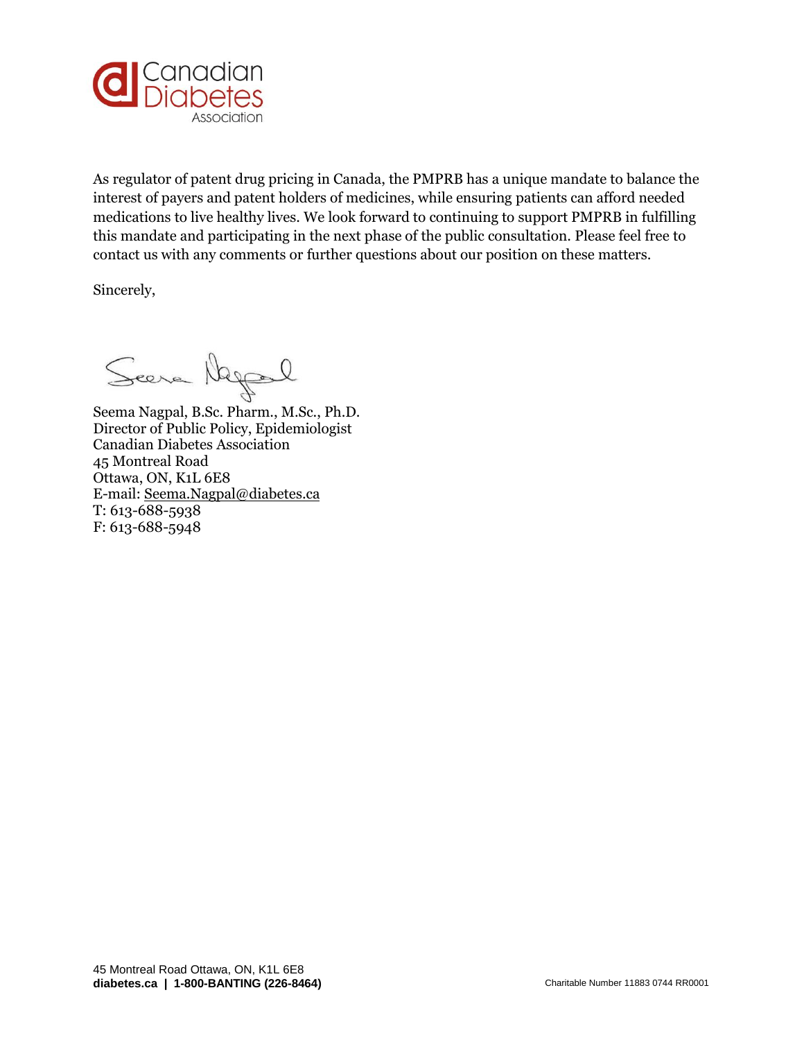As regulator of patent drug pricing in Canada, the PMPRB has a unique mandate to balance the interest of payers and patent holders of medicines, while ensuring patients can afford needed medications to live healthy lives. We look forward to continuing to support PMPRB in fulfilling this mandate and participating in the next phase of the public consultation. Please feel free to contact us with any comments or further questions about our position on these matters.

Sincerely,

Seema Nagpal, B.Sc. Pharm., M.Sc., Ph.D.
Director of Public Policy, Epidemiologist
Canadian Diabetes Association
45 Montreal Road
Ottawa, ON, K1L 6E8
E-mail: Seema.Nagpal@diabetes.ca
T: 613-688-5938
F: 613-688-5948